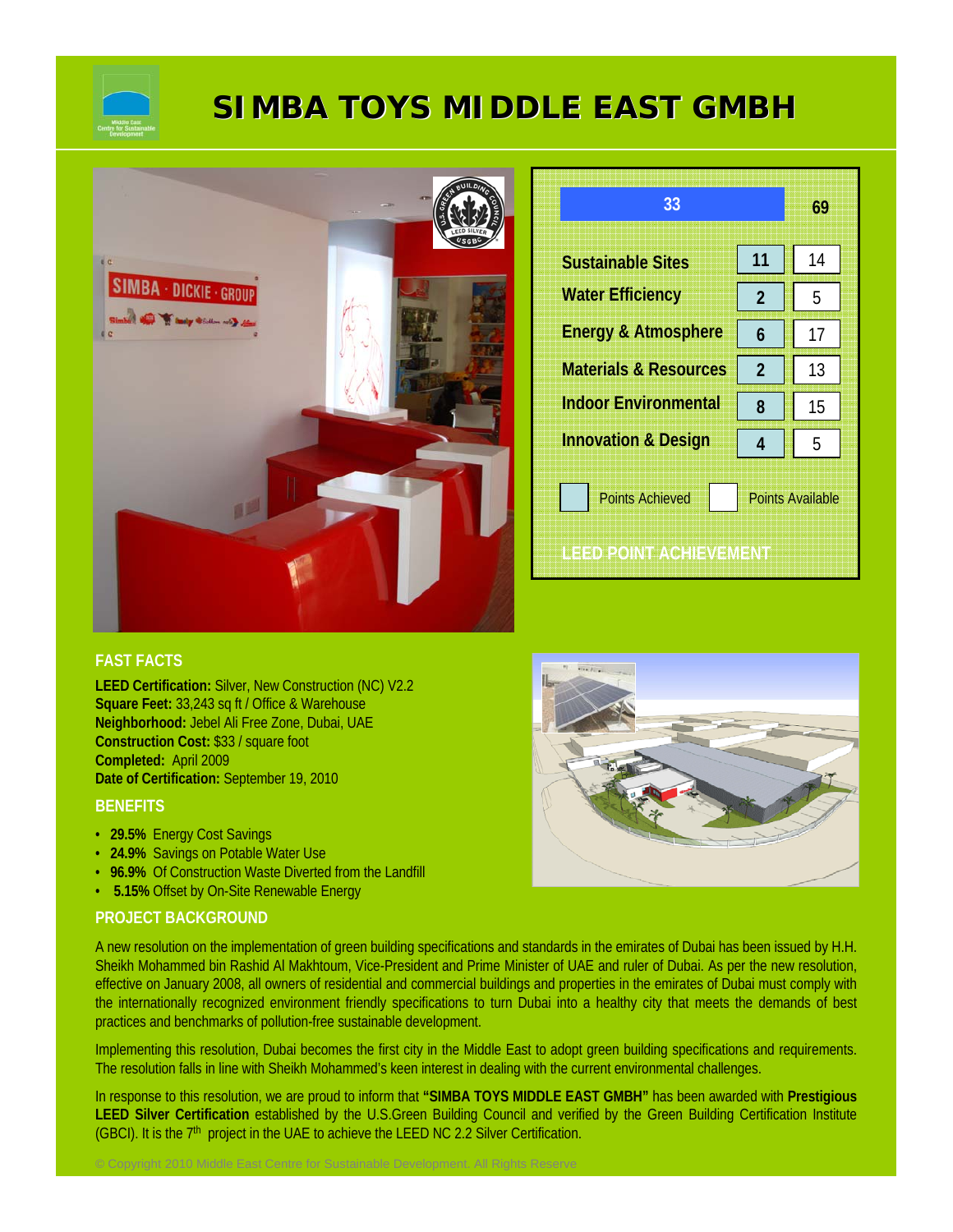# SIMBA TOYS MIDDLE EAST GMBH

| LEED Point Achievement | Points Achieved | Points Available |
|---|---|---|
| **Total** | 33 | 69 |
| Sustainable Sites | 11 | 14 |
| Water Efficiency | 2 | 5 |
| Energy & Atmosphere | 6 | 17 |
| Materials & Resources | 2 | 13 |
| Indoor Environmental | 8 | 15 |
| Innovation & Design | 4 | 5 |

## FAST FACTS

**LEED Certification:** Silver, New Construction (NC) V2.2
**Square Feet:** 33,243 sq ft / Office & Warehouse
**Neighborhood:** Jebel Ali Free Zone, Dubai, UAE
**Construction Cost:** $33 / square foot
**Completed:** April 2009
**Date of Certification:** September 19, 2010

## BENEFITS

- **29.5%** Energy Cost Savings
- **24.9%** Savings on Potable Water Use
- **96.9%** Of Construction Waste Diverted from the Landfill
- **5.15%** Offset by On-Site Renewable Energy

## PROJECT BACKGROUND

A new resolution on the implementation of green building specifications and standards in the emirates of Dubai has been issued by H.H. Sheikh Mohammed bin Rashid Al Makhtoum, Vice-President and Prime Minister of UAE and ruler of Dubai. As per the new resolution, effective on January 2008, all owners of residential and commercial buildings and properties in the emirates of Dubai must comply with the internationally recognized environment friendly specifications to turn Dubai into a healthy city that meets the demands of best practices and benchmarks of pollution-free sustainable development.

Implementing this resolution, Dubai becomes the first city in the Middle East to adopt green building specifications and requirements. The resolution falls in line with Sheikh Mohammed's keen interest in dealing with the current environmental challenges.

In response to this resolution, we are proud to inform that **"SIMBA TOYS MIDDLE EAST GMBH"** has been awarded with **Prestigious LEED Silver Certification** established by the U.S.Green Building Council and verified by the Green Building Certification Institute (GBCI). It is the 7th project in the UAE to achieve the LEED NC 2.2 Silver Certification.

© Copyright 2010 Middle East Centre for Sustainable Development. All Rights Reserve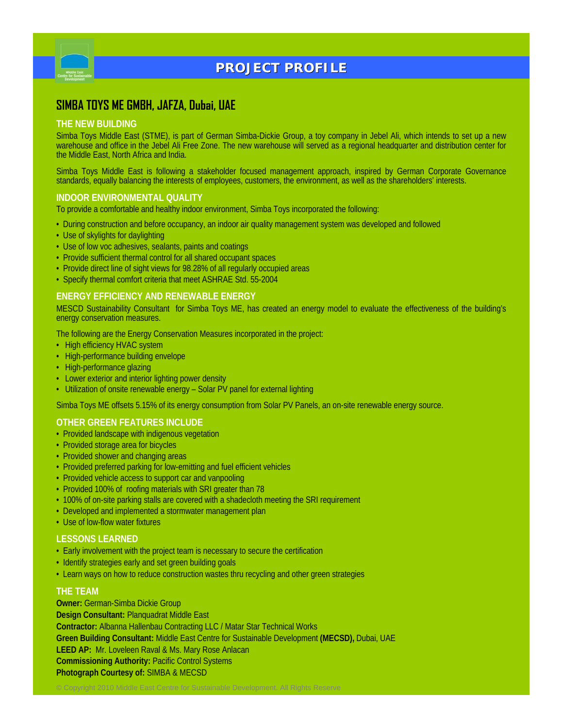# PROJECT PROFILE

## SIMBA TOYS ME GMBH, JAFZA, Dubai, UAE

### THE NEW BUILDING

Simba Toys Middle East (STME), is part of German Simba-Dickie Group, a toy company in Jebel Ali, which intends to set up a new warehouse and office in the Jebel Ali Free Zone. The new warehouse will served as a regional headquarter and distribution center for the Middle East, North Africa and India.

Simba Toys Middle East is following a stakeholder focused management approach, inspired by German Corporate Governance standards, equally balancing the interests of employees, customers, the environment, as well as the shareholders' interests.

### INDOOR ENVIRONMENTAL QUALITY

To provide a comfortable and healthy indoor environment, Simba Toys incorporated the following:

- During construction and before occupancy, an indoor air quality management system was developed and followed
- Use of skylights for daylighting
- Use of low voc adhesives, sealants, paints and coatings
- Provide sufficient thermal control for all shared occupant spaces
- Provide direct line of sight views for 98.28% of all regularly occupied areas
- Specify thermal comfort criteria that meet ASHRAE Std. 55-2004

### ENERGY EFFICIENCY AND RENEWABLE ENERGY

MESCD Sustainability Consultant for Simba Toys ME, has created an energy model to evaluate the effectiveness of the building's energy conservation measures.

The following are the Energy Conservation Measures incorporated in the project:

- High efficiency HVAC system
- High-performance building envelope
- High-performance glazing
- Lower exterior and interior lighting power density
- Utilization of onsite renewable energy – Solar PV panel for external lighting

Simba Toys ME offsets 5.15% of its energy consumption from Solar PV Panels, an on-site renewable energy source.

### OTHER GREEN FEATURES INCLUDE

- Provided landscape with indigenous vegetation
- Provided storage area for bicycles
- Provided shower and changing areas
- Provided preferred parking for low-emitting and fuel efficient vehicles
- Provided vehicle access to support car and vanpooling
- Provided 100% of roofing materials with SRI greater than 78
- 100% of on-site parking stalls are covered with a shadecloth meeting the SRI requirement
- Developed and implemented a stormwater management plan
- Use of low-flow water fixtures

### LESSONS LEARNED

- Early involvement with the project team is necessary to secure the certification
- Identify strategies early and set green building goals
- Learn ways on how to reduce construction wastes thru recycling and other green strategies

### THE TEAM

**Owner:** German-Simba Dickie Group
**Design Consultant:** Planquadrat Middle East
**Contractor:** Albanna Hallenbau Contracting LLC / Matar Star Technical Works
**Green Building Consultant:** Middle East Centre for Sustainable Development **(MECSD),** Dubai, UAE
**LEED AP:** Mr. Loveleen Raval & Ms. Mary Rose Anlacan
**Commissioning Authority:** Pacific Control Systems
**Photograph Courtesy of:** SIMBA & MECSD

© Copyright 2010 Middle East Centre for Sustainable Development. All Rights Reserve